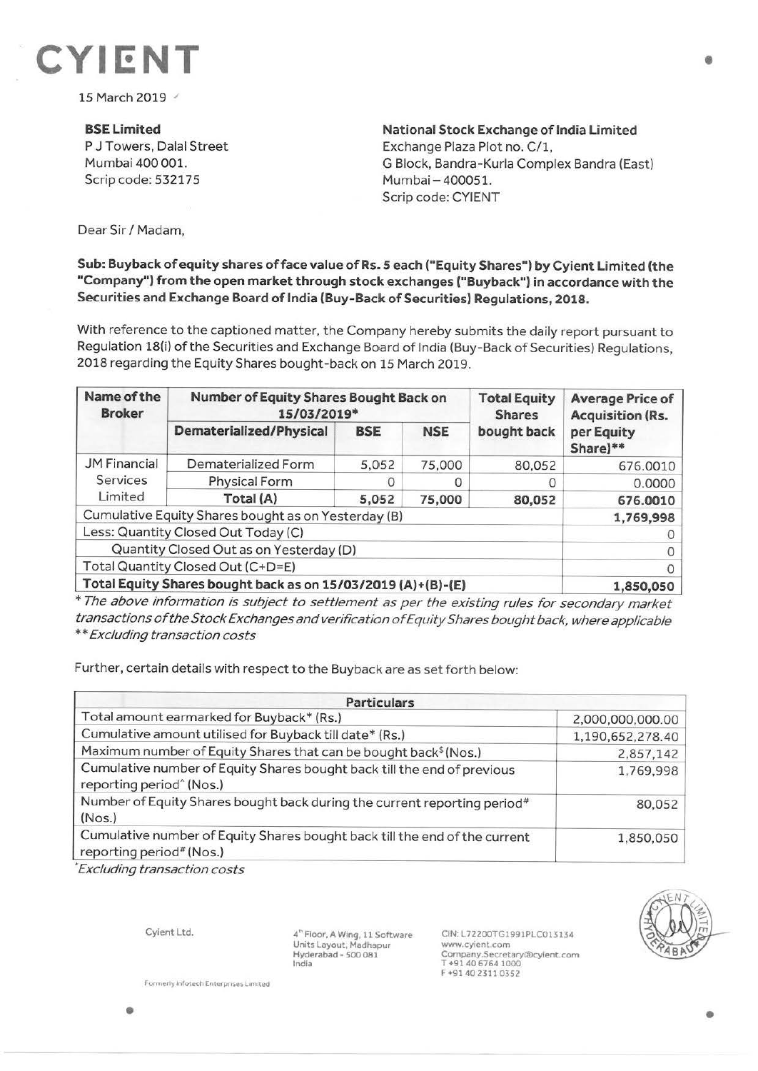# CYIENT

15 March 2019

**BSE Limited**
P J Towers, Dalal Street
Mumbai 400 001.
Scrip code: 532175

**National Stock Exchange of India Limited**
Exchange Plaza Plot no. C/1,
G Block, Bandra-Kurla Complex Bandra (East)
Mumbai – 400051.
Scrip code: CYIENT

Dear Sir / Madam,

**Sub: Buyback of equity shares of face value of Rs. 5 each ("Equity Shares") by Cyient Limited (the "Company") from the open market through stock exchanges ("Buyback") in accordance with the Securities and Exchange Board of India (Buy-Back of Securities) Regulations, 2018.**

With reference to the captioned matter, the Company hereby submits the daily report pursuant to Regulation 18(i) of the Securities and Exchange Board of India (Buy-Back of Securities) Regulations, 2018 regarding the Equity Shares bought-back on 15 March 2019.

| Name of the Broker | Number of Equity Shares Bought Back on 15/03/2019* | | | Total Equity Shares bought back | Average Price of Acquisition (Rs. per Equity Share)** |
|---|---|---|---|---|---|
| | Dematerialized/Physical | BSE | NSE | | |
| JM Financial Services Limited | Dematerialized Form | 5,052 | 75,000 | 80,052 | 676.0010 |
| | Physical Form | 0 | 0 | 0 | 0.0000 |
| | Total (A) | 5,052 | 75,000 | 80,052 | 676.0010 |
| Cumulative Equity Shares bought as on Yesterday (B) | | | | | 1,769,998 |
| Less: Quantity Closed Out Today (C) | | | | | 0 |
| Quantity Closed Out as on Yesterday (D) | | | | | 0 |
| Total Quantity Closed Out (C+D=E) | | | | | 0 |
| Total Equity Shares bought back as on 15/03/2019 (A)+(B)-(E) | | | | | 1,850,050 |

*\* The above information is subject to settlement as per the existing rules for secondary market transactions of the Stock Exchanges and verification of Equity Shares bought back, where applicable*
*\*\* Excluding transaction costs*

Further, certain details with respect to the Buyback are as set forth below:

| Particulars | |
|---|---|
| Total amount earmarked for Buyback* (Rs.) | 2,000,000,000.00 |
| Cumulative amount utilised for Buyback till date* (Rs.) | 1,190,652,278.40 |
| Maximum number of Equity Shares that can be bought back$ (Nos.) | 2,857,142 |
| Cumulative number of Equity Shares bought back till the end of previous reporting period^ (Nos.) | 1,769,998 |
| Number of Equity Shares bought back during the current reporting period# (Nos.) | 80,052 |
| Cumulative number of Equity Shares bought back till the end of the current reporting period# (Nos.) | 1,850,050 |

*\*Excluding transaction costs*

Cyient Ltd.

4th Floor, A Wing, 11 Software Units Layout, Madhapur Hyderabad - 500 081 India

CIN: L72200TG1991PLC013134
www.cyient.com
Company.Secretary@cyient.com
T +91 40 6764 1000
F +91 40 2311 0352

Formerly Infotech Enterprises Limited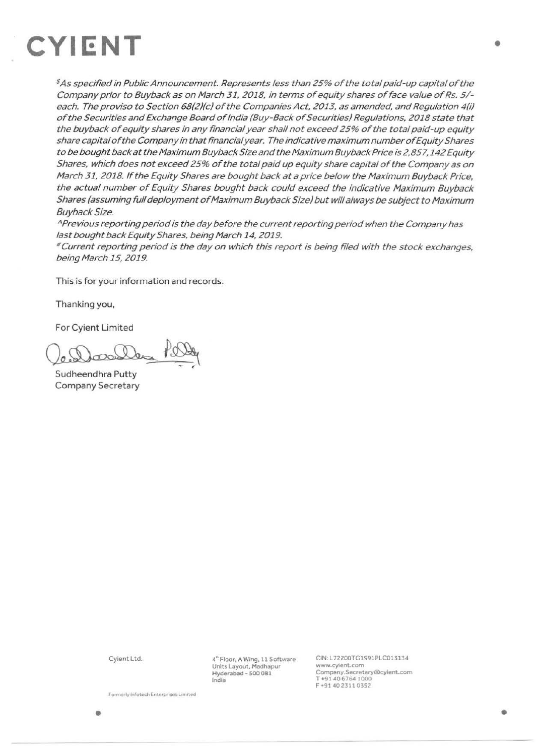# CYIENT

*$As specified in Public Announcement. Represents less than 25% of the total paid-up capital of the Company prior to Buyback as on March 31, 2018, in terms of equity shares of face value of Rs. 5/- each. The proviso to Section 68(2)(c) of the Companies Act, 2013, as amended, and Regulation 4(i) of the Securities and Exchange Board of India (Buy-Back of Securities) Regulations, 2018 state that the buyback of equity shares in any financial year shall not exceed 25% of the total paid-up equity share capital of the Company in that financial year. The indicative maximum number of Equity Shares to be bought back at the Maximum Buyback Size and the Maximum Buyback Price is 2,857,142 Equity Shares, which does not exceed 25% of the total paid up equity share capital of the Company as on March 31, 2018. If the Equity Shares are bought back at a price below the Maximum Buyback Price, the actual number of Equity Shares bought back could exceed the indicative Maximum Buyback Shares (assuming full deployment of Maximum Buyback Size) but will always be subject to Maximum Buyback Size.*

*^Previous reporting period is the day before the current reporting period when the Company has last bought back Equity Shares, being March 14, 2019.*

*#Current reporting period is the day on which this report is being filed with the stock exchanges, being March 15, 2019.*

This is for your information and records.

Thanking you,

For Cyient Limited

Sudheendhra Putty
Company Secretary

Cyient Ltd.

4th Floor, A Wing, 11 Software Units Layout, Madhapur
Hyderabad - 500 081
India

CIN: L72200TG1991PLC013134
www.cyient.com
Company.Secretary@cyient.com
T +91 40 6764 1000
F +91 40 2311 0352

Formerly Infotech Enterprises Limited